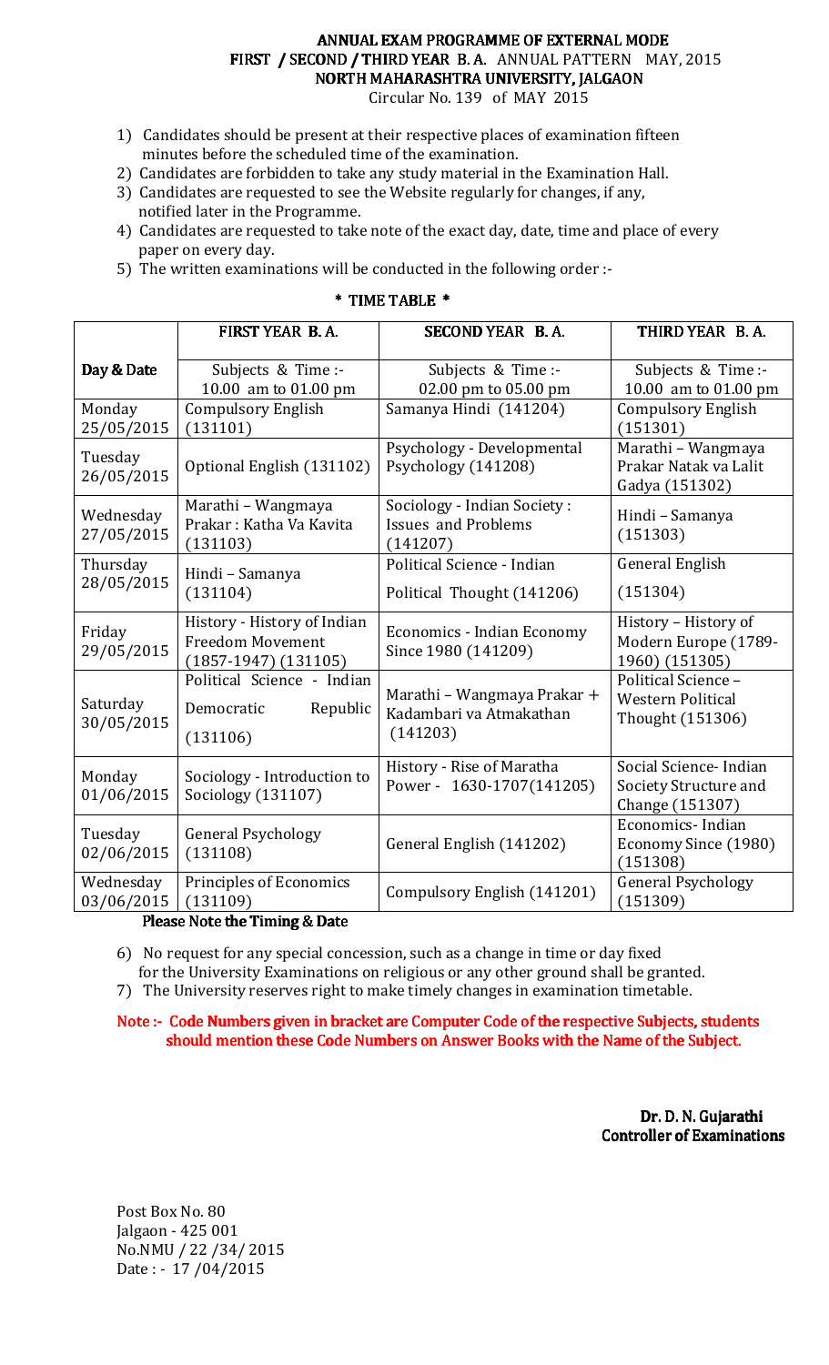# ANNUAL EXAM PROGRAMME OF EXTERNAL MODE

## FIRST / SECOND / THIRD YEAR B. A. ANNUAL PATTERN MAY, 2015

## NORTH MAHARASHTRA UNIVERSITY, JALGAON

Circular No. 139 of MAY 2015

1) Candidates should be present at their respective places of examination fifteen minutes before the scheduled time of the examination.
2) Candidates are forbidden to take any study material in the Examination Hall.
3) Candidates are requested to see the Website regularly for changes, if any, notified later in the Programme.
4) Candidates are requested to take note of the exact day, date, time and place of every paper on every day.
5) The written examinations will be conducted in the following order :-

**\* TIME TABLE \***

| | FIRST YEAR B. A. | SECOND YEAR B. A. | THIRD YEAR B. A. |
|---|---|---|---|
| Day & Date | Subjects & Time :- 10.00 am to 01.00 pm | Subjects & Time :- 02.00 pm to 05.00 pm | Subjects & Time :- 10.00 am to 01.00 pm |
| Monday 25/05/2015 | Compulsory English (131101) | Samanya Hindi (141204) | Compulsory English (151301) |
| Tuesday 26/05/2015 | Optional English (131102) | Psychology - Developmental Psychology (141208) | Marathi – Wangmaya Prakar Natak va Lalit Gadya (151302) |
| Wednesday 27/05/2015 | Marathi – Wangmaya Prakar : Katha Va Kavita (131103) | Sociology - Indian Society : Issues and Problems (141207) | Hindi – Samanya (151303) |
| Thursday 28/05/2015 | Hindi – Samanya (131104) | Political Science - Indian Political Thought (141206) | General English (151304) |
| Friday 29/05/2015 | History - History of Indian Freedom Movement (1857-1947) (131105) | Economics - Indian Economy Since 1980 (141209) | History – History of Modern Europe (1789-1960) (151305) |
| Saturday 30/05/2015 | Political Science - Indian Democratic Republic (131106) | Marathi – Wangmaya Prakar + Kadambari va Atmakathan (141203) | Political Science – Western Political Thought (151306) |
| Monday 01/06/2015 | Sociology - Introduction to Sociology (131107) | History - Rise of Maratha Power - 1630-1707(141205) | Social Science- Indian Society Structure and Change (151307) |
| Tuesday 02/06/2015 | General Psychology (131108) | General English (141202) | Economics- Indian Economy Since (1980) (151308) |
| Wednesday 03/06/2015 | Principles of Economics (131109) | Compulsory English (141201) | General Psychology (151309) |

**Please Note the Timing & Date**

6) No request for any special concession, such as a change in time or day fixed for the University Examinations on religious or any other ground shall be granted.
7) The University reserves right to make timely changes in examination timetable.

**Note :- Code Numbers given in bracket are Computer Code of the respective Subjects, students should mention these Code Numbers on Answer Books with the Name of the Subject.**

**Dr. D. N. Gujarathi**
**Controller of Examinations**

Post Box No. 80
Jalgaon - 425 001
No.NMU / 22 /34/ 2015
Date : - 17 /04/2015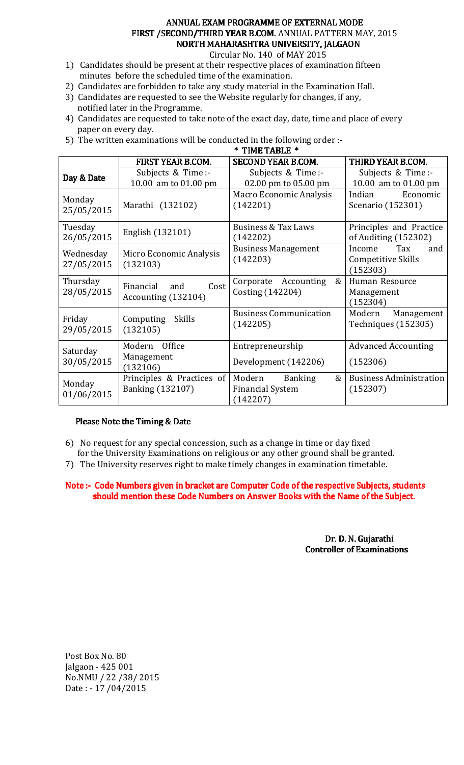# ANNUAL EXAM PROGRAMME OF EXTERNAL MODE
## FIRST /SECOND/THIRD YEAR B.COM. ANNUAL PATTERN MAY, 2015
## NORTH MAHARASHTRA UNIVERSITY, JALGAON

Circular No. 140 of MAY 2015

1) Candidates should be present at their respective places of examination fifteen minutes before the scheduled time of the examination.
2) Candidates are forbidden to take any study material in the Examination Hall.
3) Candidates are requested to see the Website regularly for changes, if any, notified later in the Programme.
4) Candidates are requested to take note of the exact day, date, time and place of every paper on every day.
5) The written examinations will be conducted in the following order :-

**\* TIME TABLE \***

| Day & Date | FIRST YEAR B.COM.<br>Subjects & Time :-<br>10.00 am to 01.00 pm | SECOND YEAR B.COM.<br>Subjects & Time :-<br>02.00 pm to 05.00 pm | THIRD YEAR B.COM.<br>Subjects & Time :-<br>10.00 am to 01.00 pm |
|---|---|---|---|
| Monday 25/05/2015 | Marathi (132102) | Macro Economic Analysis (142201) | Indian Economic Scenario (152301) |
| Tuesday 26/05/2015 | English (132101) | Business & Tax Laws (142202) | Principles and Practice of Auditing (152302) |
| Wednesday 27/05/2015 | Micro Economic Analysis (132103) | Business Management (142203) | Income Tax and Competitive Skills (152303) |
| Thursday 28/05/2015 | Financial and Cost Accounting (132104) | Corporate Accounting & Costing (142204) | Human Resource Management (152304) |
| Friday 29/05/2015 | Computing Skills (132105) | Business Communication (142205) | Modern Management Techniques (152305) |
| Saturday 30/05/2015 | Modern Office Management (132106) | Entrepreneurship Development (142206) | Advanced Accounting (152306) |
| Monday 01/06/2015 | Principles & Practices of Banking (132107) | Modern Banking & Financial System (142207) | Business Administration (152307) |

**Please Note the Timing & Date**

6) No request for any special concession, such as a change in time or day fixed for the University Examinations on religious or any other ground shall be granted.
7) The University reserves right to make timely changes in examination timetable.

**Note :- Code Numbers given in bracket are Computer Code of the respective Subjects, students should mention these Code Numbers on Answer Books with the Name of the Subject.**

**Dr. D. N. Gujarathi**
**Controller of Examinations**

Post Box No. 80
Jalgaon - 425 001
No.NMU / 22 /38/ 2015
Date : - 17 /04/2015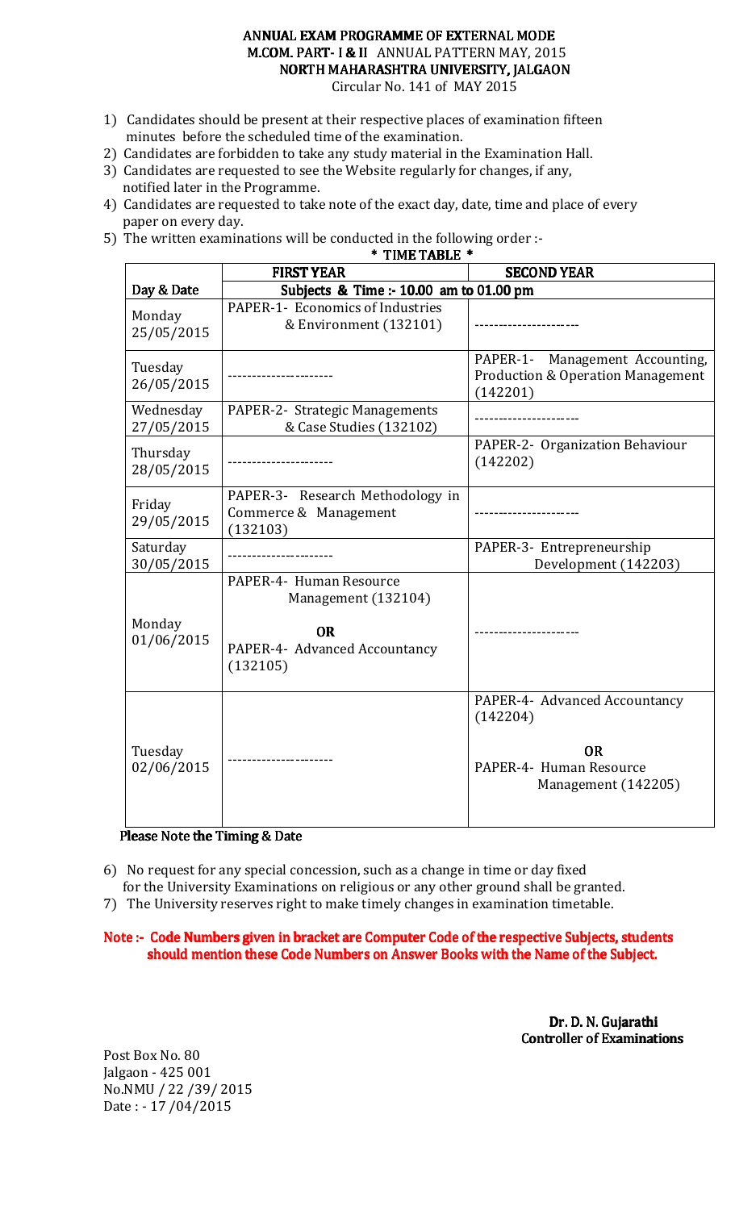# ANNUAL EXAM PROGRAMME OF EXTERNAL MODE
## M.COM. PART- I & II ANNUAL PATTERN MAY, 2015
## NORTH MAHARASHTRA UNIVERSITY, JALGAON

Circular No. 141 of MAY 2015

1) Candidates should be present at their respective places of examination fifteen minutes before the scheduled time of the examination.
2) Candidates are forbidden to take any study material in the Examination Hall.
3) Candidates are requested to see the Website regularly for changes, if any, notified later in the Programme.
4) Candidates are requested to take note of the exact day, date, time and place of every paper on every day.
5) The written examinations will be conducted in the following order :-

**\* TIME TABLE \***

| | **FIRST YEAR** | **SECOND YEAR** |
|---|---|---|
| **Day & Date** | **Subjects & Time :- 10.00 am to 01.00 pm** | |
| Monday 25/05/2015 | PAPER-1- Economics of Industries & Environment (132101) | ---------------------- |
| Tuesday 26/05/2015 | ---------------------- | PAPER-1- Management Accounting, Production & Operation Management (142201) |
| Wednesday 27/05/2015 | PAPER-2- Strategic Managements & Case Studies (132102) | ---------------------- |
| Thursday 28/05/2015 | ---------------------- | PAPER-2- Organization Behaviour (142202) |
| Friday 29/05/2015 | PAPER-3- Research Methodology in Commerce & Management (132103) | ---------------------- |
| Saturday 30/05/2015 | ---------------------- | PAPER-3- Entrepreneurship Development (142203) |
| Monday 01/06/2015 | PAPER-4- Human Resource Management (132104) **OR** PAPER-4- Advanced Accountancy (132105) | ---------------------- |
| Tuesday 02/06/2015 | ---------------------- | PAPER-4- Advanced Accountancy (142204) **OR** PAPER-4- Human Resource Management (142205) |

**Please Note the Timing & Date**

6) No request for any special concession, such as a change in time or day fixed for the University Examinations on religious or any other ground shall be granted.
7) The University reserves right to make timely changes in examination timetable.

**Note :- Code Numbers given in bracket are Computer Code of the respective Subjects, students should mention these Code Numbers on Answer Books with the Name of the Subject.**

**Dr. D. N. Gujarathi**
**Controller of Examinations**

Post Box No. 80
Jalgaon - 425 001
No.NMU / 22 /39/ 2015
Date : - 17 /04/2015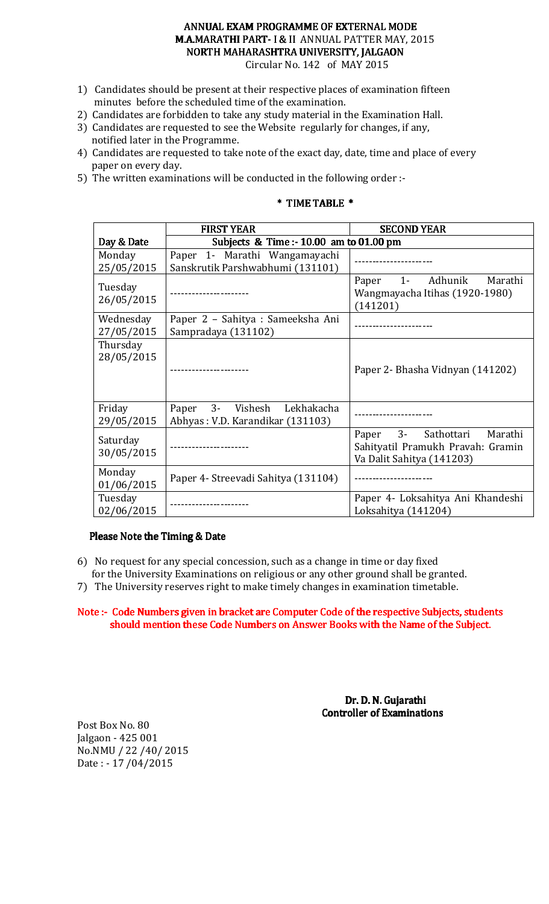# ANNUAL EXAM PROGRAMME OF EXTERNAL MODE
## M.A.MARATHI PART- I & II ANNUAL PATTER MAY, 2015
## NORTH MAHARASHTRA UNIVERSITY, JALGAON
Circular No. 142 of MAY 2015

1) Candidates should be present at their respective places of examination fifteen minutes before the scheduled time of the examination.
2) Candidates are forbidden to take any study material in the Examination Hall.
3) Candidates are requested to see the Website regularly for changes, if any, notified later in the Programme.
4) Candidates are requested to take note of the exact day, date, time and place of every paper on every day.
5) The written examinations will be conducted in the following order :-

**\* TIME TABLE \***

| | FIRST YEAR | SECOND YEAR |
|---|---|---|
| Day & Date | Subjects & Time :- 10.00 am to 01.00 pm | |
| Monday 25/05/2015 | Paper 1- Marathi Wangamayachi Sanskrutik Parshwabhumi (131101) | ---------------------- |
| Tuesday 26/05/2015 | ---------------------- | Paper 1- Adhunik Marathi Wangmayacha Itihas (1920-1980) (141201) |
| Wednesday 27/05/2015 | Paper 2 – Sahitya : Sameeksha Ani Sampradaya (131102) | ---------------------- |
| Thursday 28/05/2015 | ---------------------- | Paper 2- Bhasha Vidnyan (141202) |
| Friday 29/05/2015 | Paper 3- Vishesh Lekhakacha Abhyas : V.D. Karandikar (131103) | ---------------------- |
| Saturday 30/05/2015 | ---------------------- | Paper 3- Sathottari Marathi Sahityatil Pramukh Pravah: Gramin Va Dalit Sahitya (141203) |
| Monday 01/06/2015 | Paper 4- Streevadi Sahitya (131104) | ---------------------- |
| Tuesday 02/06/2015 | ---------------------- | Paper 4- Loksahitya Ani Khandeshi Loksahitya (141204) |

**Please Note the Timing & Date**

6) No request for any special concession, such as a change in time or day fixed for the University Examinations on religious or any other ground shall be granted.
7) The University reserves right to make timely changes in examination timetable.

**Note :- Code Numbers given in bracket are Computer Code of the respective Subjects, students should mention these Code Numbers on Answer Books with the Name of the Subject.**

**Dr. D. N. Gujarathi**
**Controller of Examinations**

Post Box No. 80
Jalgaon - 425 001
No.NMU / 22 /40/ 2015
Date : - 17 /04/2015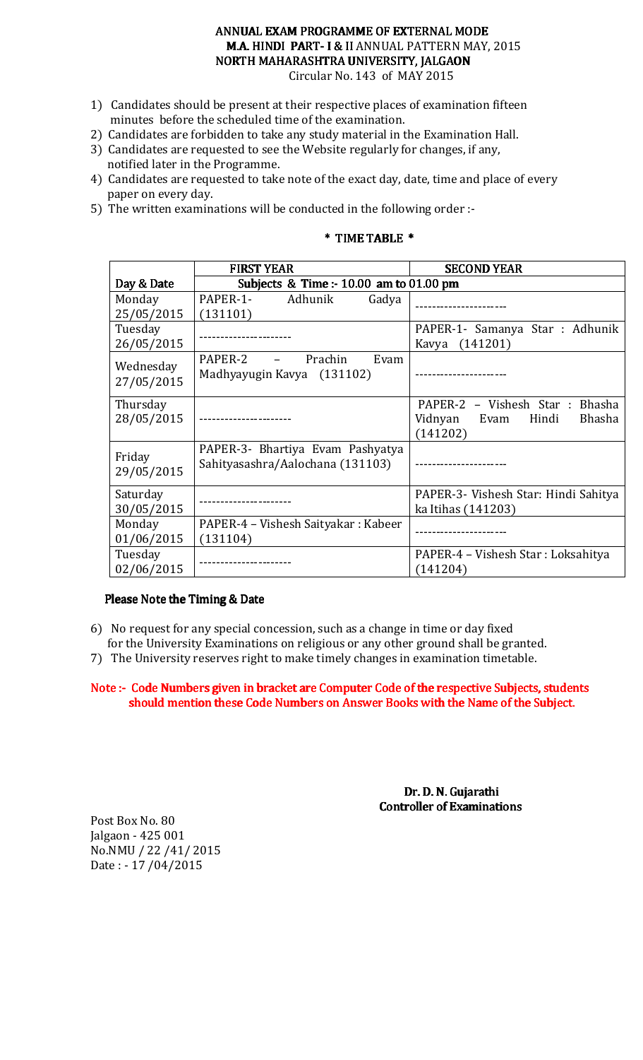# ANNUAL EXAM PROGRAMME OF EXTERNAL MODE
## M.A. HINDI PART- I & II ANNUAL PATTERN MAY, 2015
## NORTH MAHARASHTRA UNIVERSITY, JALGAON

Circular No. 143 of MAY 2015

1) Candidates should be present at their respective places of examination fifteen minutes before the scheduled time of the examination.
2) Candidates are forbidden to take any study material in the Examination Hall.
3) Candidates are requested to see the Website regularly for changes, if any, notified later in the Programme.
4) Candidates are requested to take note of the exact day, date, time and place of every paper on every day.
5) The written examinations will be conducted in the following order :-

**\* TIME TABLE \***

| | **FIRST YEAR** | **SECOND YEAR** |
|---|---|---|
| **Day & Date** | **Subjects & Time :- 10.00 am to 01.00 pm** | |
| Monday 25/05/2015 | PAPER-1- Adhunik Gadya (131101) | ---------------------- |
| Tuesday 26/05/2015 | ---------------------- | PAPER-1- Samanya Star : Adhunik Kavya (141201) |
| Wednesday 27/05/2015 | PAPER-2 – Prachin Evam Madhyayugin Kavya (131102) | ---------------------- |
| Thursday 28/05/2015 | ---------------------- | PAPER-2 – Vishesh Star : Bhasha Vidnyan Evam Hindi Bhasha (141202) |
| Friday 29/05/2015 | PAPER-3- Bhartiya Evam Pashyatya Sahityasashra/Aalochana (131103) | ---------------------- |
| Saturday 30/05/2015 | ---------------------- | PAPER-3- Vishesh Star: Hindi Sahitya ka Itihas (141203) |
| Monday 01/06/2015 | PAPER-4 – Vishesh Saityakar : Kabeer (131104) | ---------------------- |
| Tuesday 02/06/2015 | ---------------------- | PAPER-4 – Vishesh Star : Loksahitya (141204) |

**Please Note the Timing & Date**

6) No request for any special concession, such as a change in time or day fixed for the University Examinations on religious or any other ground shall be granted.
7) The University reserves right to make timely changes in examination timetable.

**Note :- Code Numbers given in bracket are Computer Code of the respective Subjects, students should mention these Code Numbers on Answer Books with the Name of the Subject.**

**Dr. D. N. Gujarathi**
**Controller of Examinations**

Post Box No. 80
Jalgaon - 425 001
No.NMU / 22 /41/ 2015
Date : - 17 /04/2015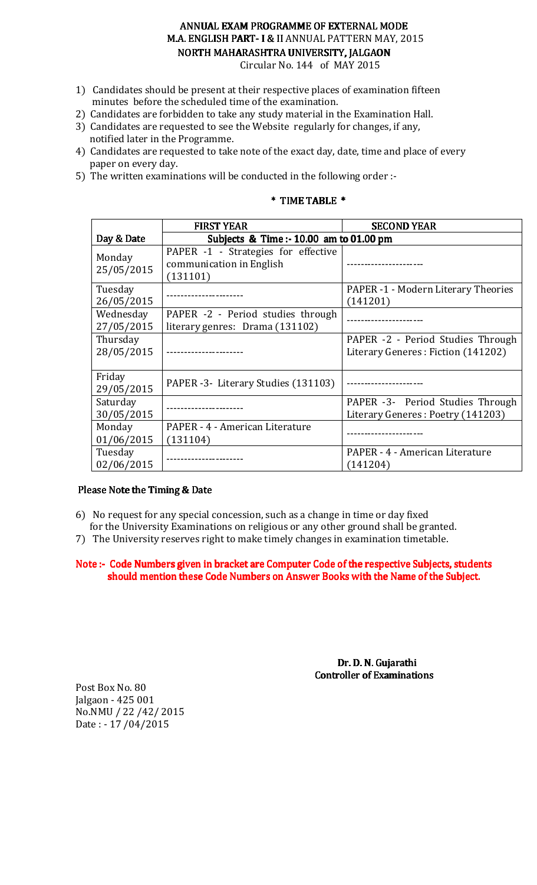# ANNUAL EXAM PROGRAMME OF EXTERNAL MODE
## M.A. ENGLISH PART- I & II ANNUAL PATTERN MAY, 2015
## NORTH MAHARASHTRA UNIVERSITY, JALGAON

Circular No. 144 of MAY 2015

1) Candidates should be present at their respective places of examination fifteen minutes before the scheduled time of the examination.
2) Candidates are forbidden to take any study material in the Examination Hall.
3) Candidates are requested to see the Website regularly for changes, if any, notified later in the Programme.
4) Candidates are requested to take note of the exact day, date, time and place of every paper on every day.
5) The written examinations will be conducted in the following order :-

**\* TIME TABLE \***

| | FIRST YEAR | SECOND YEAR |
|---|---|---|
| Day & Date | Subjects & Time :- 10.00 am to 01.00 pm | |
| Monday 25/05/2015 | PAPER -1 - Strategies for effective communication in English (131101) | --------------------- |
| Tuesday 26/05/2015 | --------------------- | PAPER -1 - Modern Literary Theories (141201) |
| Wednesday 27/05/2015 | PAPER -2 - Period studies through literary genres: Drama (131102) | --------------------- |
| Thursday 28/05/2015 | --------------------- | PAPER -2 - Period Studies Through Literary Generes : Fiction (141202) |
| Friday 29/05/2015 | PAPER -3- Literary Studies (131103) | --------------------- |
| Saturday 30/05/2015 | --------------------- | PAPER -3- Period Studies Through Literary Generes : Poetry (141203) |
| Monday 01/06/2015 | PAPER - 4 - American Literature (131104) | --------------------- |
| Tuesday 02/06/2015 | --------------------- | PAPER - 4 - American Literature (141204) |

**Please Note the Timing & Date**

6) No request for any special concession, such as a change in time or day fixed for the University Examinations on religious or any other ground shall be granted.
7) The University reserves right to make timely changes in examination timetable.

**Note :- Code Numbers given in bracket are Computer Code of the respective Subjects, students should mention these Code Numbers on Answer Books with the Name of the Subject.**

**Dr. D. N. Gujarathi**
**Controller of Examinations**

Post Box No. 80
Jalgaon - 425 001
No.NMU / 22 /42/ 2015
Date : - 17 /04/2015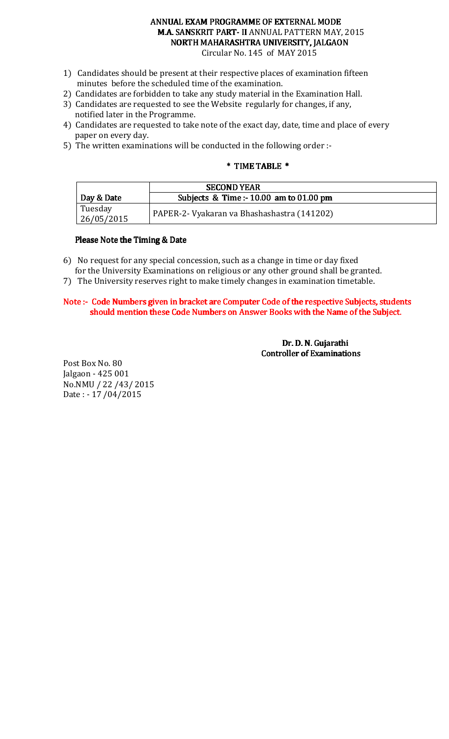# ANNUAL EXAM PROGRAMME OF EXTERNAL MODE
## M.A. SANSKRIT PART- II ANNUAL PATTERN MAY, 2015
## NORTH MAHARASHTRA UNIVERSITY, JALGAON

Circular No. 145 of MAY 2015

1) Candidates should be present at their respective places of examination fifteen minutes before the scheduled time of the examination.
2) Candidates are forbidden to take any study material in the Examination Hall.
3) Candidates are requested to see the Website regularly for changes, if any, notified later in the Programme.
4) Candidates are requested to take note of the exact day, date, time and place of every paper on every day.
5) The written examinations will be conducted in the following order :-

### * TIME TABLE *

| | **SECOND YEAR** |
|---|---|
| **Day & Date** | **Subjects & Time :- 10.00 am to 01.00 pm** |
| Tuesday 26/05/2015 | PAPER-2- Vyakaran va Bhashashastra (141202) |

**Please Note the Timing & Date**

6) No request for any special concession, such as a change in time or day fixed for the University Examinations on religious or any other ground shall be granted.
7) The University reserves right to make timely changes in examination timetable.

**Note :- Code Numbers given in bracket are Computer Code of the respective Subjects, students should mention these Code Numbers on Answer Books with the Name of the Subject.**

**Dr. D. N. Gujarathi**
**Controller of Examinations**

Post Box No. 80
Jalgaon - 425 001
No.NMU / 22 /43/ 2015
Date : - 17 /04/2015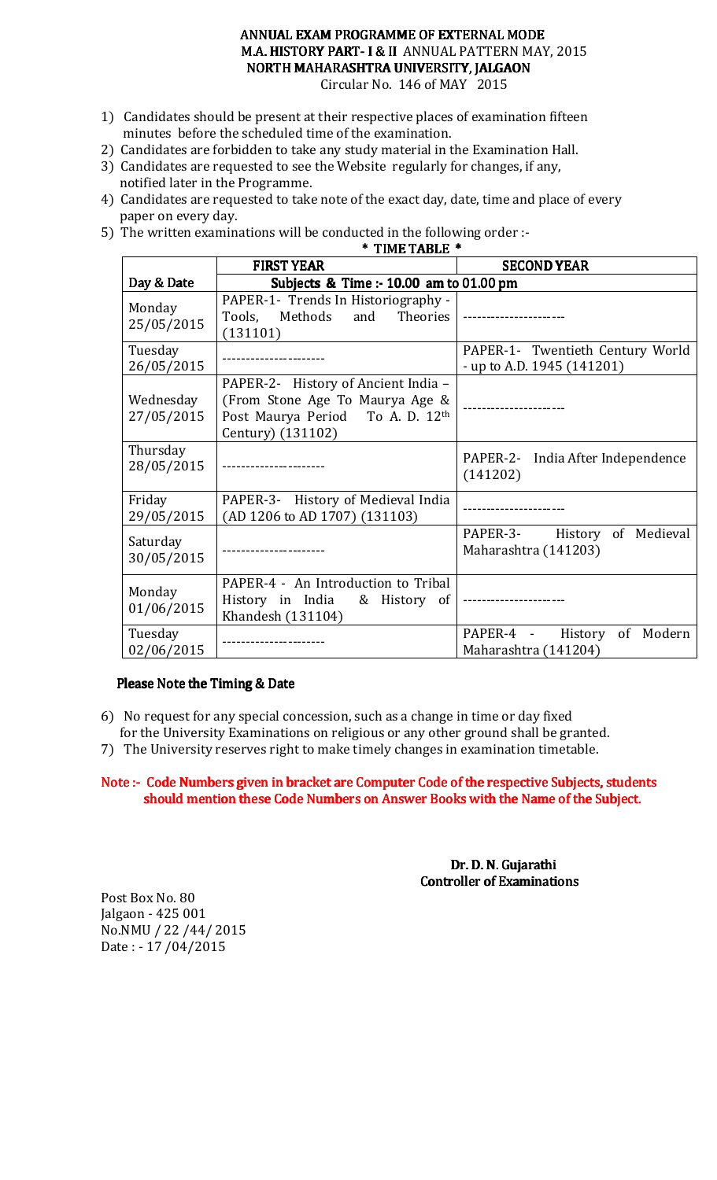# ANNUAL EXAM PROGRAMME OF EXTERNAL MODE
## M.A. HISTORY PART- I & II ANNUAL PATTERN MAY, 2015
## NORTH MAHARASHTRA UNIVERSITY, JALGAON

Circular No. 146 of MAY 2015

1) Candidates should be present at their respective places of examination fifteen minutes before the scheduled time of the examination.
2) Candidates are forbidden to take any study material in the Examination Hall.
3) Candidates are requested to see the Website regularly for changes, if any, notified later in the Programme.
4) Candidates are requested to take note of the exact day, date, time and place of every paper on every day.
5) The written examinations will be conducted in the following order :-

**\* TIME TABLE \***

| | **FIRST YEAR** | **SECOND YEAR** |
|---|---|---|
| **Day & Date** | **Subjects & Time :- 10.00 am to 01.00 pm** | |
| Monday 25/05/2015 | PAPER-1- Trends In Historiography - Tools, Methods and Theories (131101) | --------------------- |
| Tuesday 26/05/2015 | --------------------- | PAPER-1- Twentieth Century World - up to A.D. 1945 (141201) |
| Wednesday 27/05/2015 | PAPER-2- History of Ancient India – (From Stone Age To Maurya Age & Post Maurya Period To A. D. 12th Century) (131102) | --------------------- |
| Thursday 28/05/2015 | --------------------- | PAPER-2- India After Independence (141202) |
| Friday 29/05/2015 | PAPER-3- History of Medieval India (AD 1206 to AD 1707) (131103) | --------------------- |
| Saturday 30/05/2015 | --------------------- | PAPER-3- History of Medieval Maharashtra (141203) |
| Monday 01/06/2015 | PAPER-4 - An Introduction to Tribal History in India & History of Khandesh (131104) | --------------------- |
| Tuesday 02/06/2015 | --------------------- | PAPER-4 - History of Modern Maharashtra (141204) |

**Please Note the Timing & Date**

6) No request for any special concession, such as a change in time or day fixed for the University Examinations on religious or any other ground shall be granted.
7) The University reserves right to make timely changes in examination timetable.

**Note :- Code Numbers given in bracket are Computer Code of the respective Subjects, students should mention these Code Numbers on Answer Books with the Name of the Subject.**

**Dr. D. N. Gujarathi**
**Controller of Examinations**

Post Box No. 80
Jalgaon - 425 001
No.NMU / 22 /44/ 2015
Date : - 17 /04/2015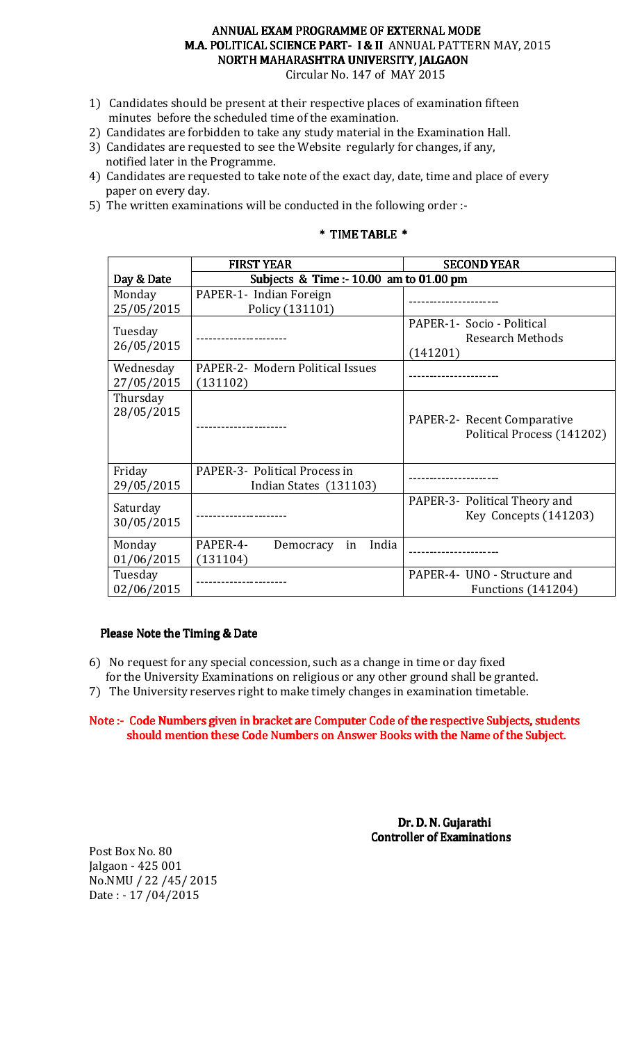# ANNUAL EXAM PROGRAMME OF EXTERNAL MODE
## M.A. POLITICAL SCIENCE PART- I & II ANNUAL PATTERN MAY, 2015
## NORTH MAHARASHTRA UNIVERSITY, JALGAON

Circular No. 147 of MAY 2015

1) Candidates should be present at their respective places of examination fifteen minutes before the scheduled time of the examination.
2) Candidates are forbidden to take any study material in the Examination Hall.
3) Candidates are requested to see the Website regularly for changes, if any, notified later in the Programme.
4) Candidates are requested to take note of the exact day, date, time and place of every paper on every day.
5) The written examinations will be conducted in the following order :-

**\* TIME TABLE \***

| | FIRST YEAR | SECOND YEAR |
|---|---|---|
| Day & Date | Subjects & Time :- 10.00 am to 01.00 pm | |
| Monday 25/05/2015 | PAPER-1- Indian Foreign Policy (131101) | ---------------------- |
| Tuesday 26/05/2015 | ---------------------- | PAPER-1- Socio - Political Research Methods (141201) |
| Wednesday 27/05/2015 | PAPER-2- Modern Political Issues (131102) | ---------------------- |
| Thursday 28/05/2015 | ---------------------- | PAPER-2- Recent Comparative Political Process (141202) |
| Friday 29/05/2015 | PAPER-3- Political Process in Indian States (131103) | ---------------------- |
| Saturday 30/05/2015 | ---------------------- | PAPER-3- Political Theory and Key Concepts (141203) |
| Monday 01/06/2015 | PAPER-4- Democracy in India (131104) | ---------------------- |
| Tuesday 02/06/2015 | ---------------------- | PAPER-4- UNO - Structure and Functions (141204) |

**Please Note the Timing & Date**

6) No request for any special concession, such as a change in time or day fixed for the University Examinations on religious or any other ground shall be granted.
7) The University reserves right to make timely changes in examination timetable.

**Note :- Code Numbers given in bracket are Computer Code of the respective Subjects, students should mention these Code Numbers on Answer Books with the Name of the Subject.**

**Dr. D. N. Gujarathi**
**Controller of Examinations**

Post Box No. 80
Jalgaon - 425 001
No.NMU / 22 /45/ 2015
Date : - 17 /04/2015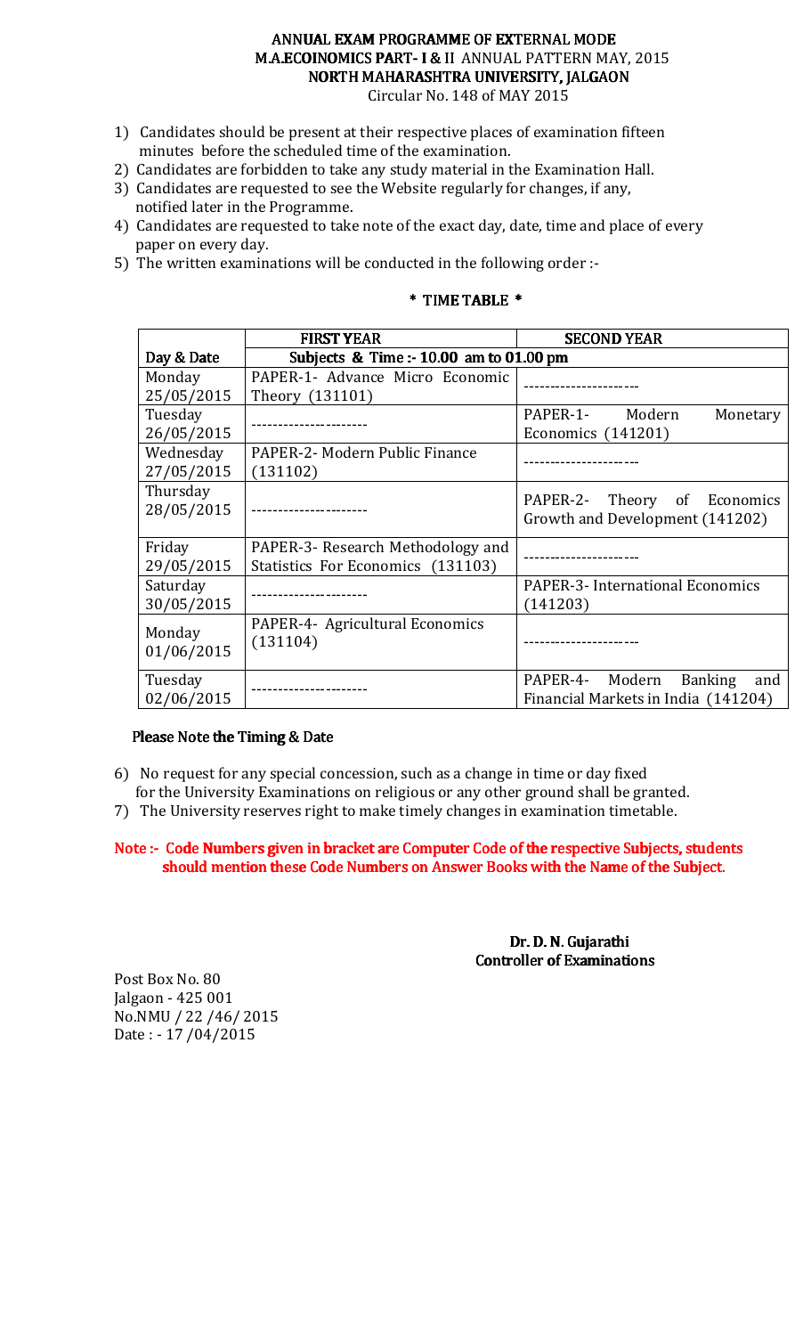# ANNUAL EXAM PROGRAMME OF EXTERNAL MODE
## M.A.ECOINOMICS PART- I & II ANNUAL PATTERN MAY, 2015
## NORTH MAHARASHTRA UNIVERSITY, JALGAON

Circular No. 148 of MAY 2015

1) Candidates should be present at their respective places of examination fifteen minutes before the scheduled time of the examination.
2) Candidates are forbidden to take any study material in the Examination Hall.
3) Candidates are requested to see the Website regularly for changes, if any, notified later in the Programme.
4) Candidates are requested to take note of the exact day, date, time and place of every paper on every day.
5) The written examinations will be conducted in the following order :-

**\* TIME TABLE \***

| | **FIRST YEAR** | **SECOND YEAR** |
|---|---|---|
| **Day & Date** | **Subjects & Time :- 10.00 am to 01.00 pm** | |
| Monday 25/05/2015 | PAPER-1- Advance Micro Economic Theory (131101) | ---------------------- |
| Tuesday 26/05/2015 | ---------------------- | PAPER-1- Modern Monetary Economics (141201) |
| Wednesday 27/05/2015 | PAPER-2- Modern Public Finance (131102) | ---------------------- |
| Thursday 28/05/2015 | ---------------------- | PAPER-2- Theory of Economics Growth and Development (141202) |
| Friday 29/05/2015 | PAPER-3- Research Methodology and Statistics For Economics (131103) | ---------------------- |
| Saturday 30/05/2015 | ---------------------- | PAPER-3- International Economics (141203) |
| Monday 01/06/2015 | PAPER-4- Agricultural Economics (131104) | ---------------------- |
| Tuesday 02/06/2015 | ---------------------- | PAPER-4- Modern Banking and Financial Markets in India (141204) |

**Please Note the Timing & Date**

6) No request for any special concession, such as a change in time or day fixed for the University Examinations on religious or any other ground shall be granted.
7) The University reserves right to make timely changes in examination timetable.

**Note :- Code Numbers given in bracket are Computer Code of the respective Subjects, students should mention these Code Numbers on Answer Books with the Name of the Subject.**

**Dr. D. N. Gujarathi**
**Controller of Examinations**

Post Box No. 80
Jalgaon - 425 001
No.NMU / 22 /46/ 2015
Date : - 17 /04/2015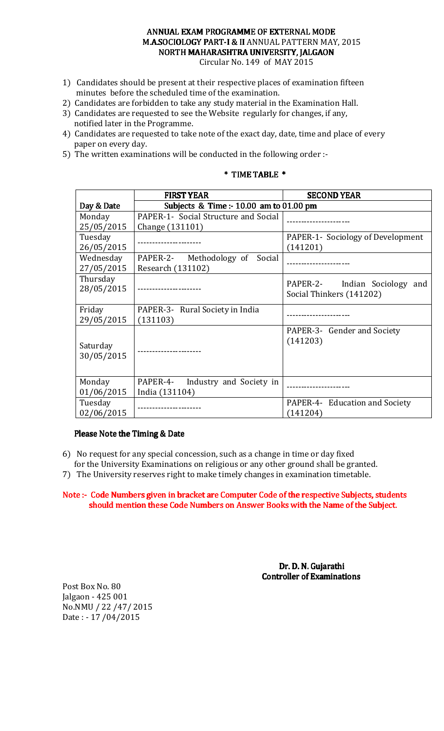# ANNUAL EXAM PROGRAMME OF EXTERNAL MODE
## M.A.SOCIOLOGY PART-I & II ANNUAL PATTERN MAY, 2015
## NORTH MAHARASHTRA UNIVERSITY, JALGAON

Circular No. 149 of MAY 2015

1) Candidates should be present at their respective places of examination fifteen minutes before the scheduled time of the examination.
2) Candidates are forbidden to take any study material in the Examination Hall.
3) Candidates are requested to see the Website regularly for changes, if any, notified later in the Programme.
4) Candidates are requested to take note of the exact day, date, time and place of every paper on every day.
5) The written examinations will be conducted in the following order :-

**\* TIME TABLE \***

| | **FIRST YEAR** | **SECOND YEAR** |
|---|---|---|
| **Day & Date** | **Subjects & Time :- 10.00 am to 01.00 pm** | |
| Monday 25/05/2015 | PAPER-1- Social Structure and Social Change (131101) | ---------------------- |
| Tuesday 26/05/2015 | ---------------------- | PAPER-1- Sociology of Development (141201) |
| Wednesday 27/05/2015 | PAPER-2- Methodology of Social Research (131102) | ---------------------- |
| Thursday 28/05/2015 | ---------------------- | PAPER-2- Indian Sociology and Social Thinkers (141202) |
| Friday 29/05/2015 | PAPER-3- Rural Society in India (131103) | ---------------------- |
| Saturday 30/05/2015 | ---------------------- | PAPER-3- Gender and Society (141203) |
| Monday 01/06/2015 | PAPER-4- Industry and Society in India (131104) | ---------------------- |
| Tuesday 02/06/2015 | ---------------------- | PAPER-4- Education and Society (141204) |

**Please Note the Timing & Date**

6) No request for any special concession, such as a change in time or day fixed for the University Examinations on religious or any other ground shall be granted.
7) The University reserves right to make timely changes in examination timetable.

**Note :- Code Numbers given in bracket are Computer Code of the respective Subjects, students should mention these Code Numbers on Answer Books with the Name of the Subject.**

**Dr. D. N. Gujarathi**
**Controller of Examinations**

Post Box No. 80
Jalgaon - 425 001
No.NMU / 22 /47/ 2015
Date : - 17 /04/2015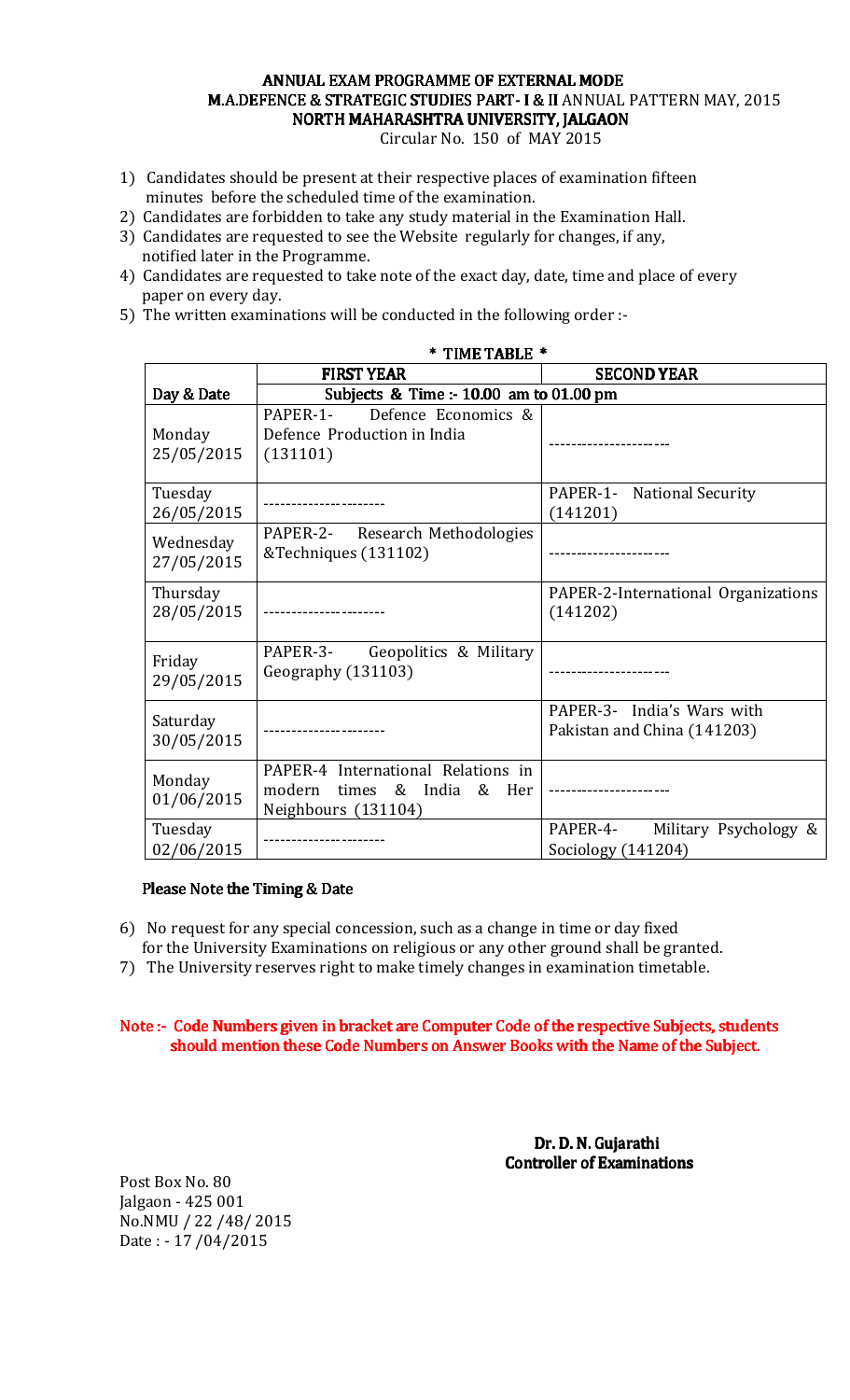# ANNUAL EXAM PROGRAMME OF EXTERNAL MODE
## M.A.DEFENCE & STRATEGIC STUDIES PART- I & II ANNUAL PATTERN MAY, 2015
## NORTH MAHARASHTRA UNIVERSITY, JALGAON

Circular No. 150 of MAY 2015

1) Candidates should be present at their respective places of examination fifteen minutes before the scheduled time of the examination.
2) Candidates are forbidden to take any study material in the Examination Hall.
3) Candidates are requested to see the Website regularly for changes, if any, notified later in the Programme.
4) Candidates are requested to take note of the exact day, date, time and place of every paper on every day.
5) The written examinations will be conducted in the following order :-

**\* TIME TABLE \***

| | **FIRST YEAR** | **SECOND YEAR** |
|---|---|---|
| **Day & Date** | **Subjects & Time :- 10.00 am to 01.00 pm** | |
| Monday 25/05/2015 | PAPER-1- Defence Economics & Defence Production in India (131101) | ---------------------- |
| Tuesday 26/05/2015 | ---------------------- | PAPER-1- National Security (141201) |
| Wednesday 27/05/2015 | PAPER-2- Research Methodologies &Techniques (131102) | ---------------------- |
| Thursday 28/05/2015 | ---------------------- | PAPER-2-International Organizations (141202) |
| Friday 29/05/2015 | PAPER-3- Geopolitics & Military Geography (131103) | ---------------------- |
| Saturday 30/05/2015 | ---------------------- | PAPER-3- India's Wars with Pakistan and China (141203) |
| Monday 01/06/2015 | PAPER-4 International Relations in modern times & India & Her Neighbours (131104) | ---------------------- |
| Tuesday 02/06/2015 | ---------------------- | PAPER-4- Military Psychology & Sociology (141204) |

**Please Note the Timing & Date**

6) No request for any special concession, such as a change in time or day fixed for the University Examinations on religious or any other ground shall be granted.
7) The University reserves right to make timely changes in examination timetable.

**Note :- Code Numbers given in bracket are Computer Code of the respective Subjects, students should mention these Code Numbers on Answer Books with the Name of the Subject.**

**Dr. D. N. Gujarathi**
**Controller of Examinations**

Post Box No. 80
Jalgaon - 425 001
No.NMU / 22 /48/ 2015
Date : - 17 /04/2015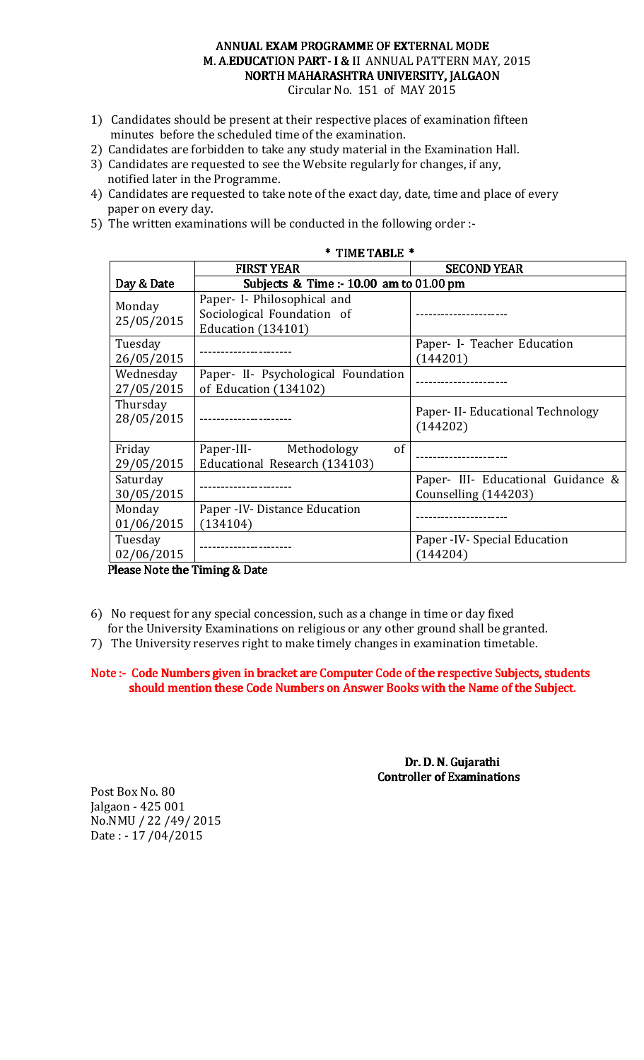# ANNUAL EXAM PROGRAMME OF EXTERNAL MODE
## M. A.EDUCATION PART- I & II ANNUAL PATTERN MAY, 2015
## NORTH MAHARASHTRA UNIVERSITY, JALGAON

Circular No. 151 of MAY 2015

1) Candidates should be present at their respective places of examination fifteen minutes before the scheduled time of the examination.
2) Candidates are forbidden to take any study material in the Examination Hall.
3) Candidates are requested to see the Website regularly for changes, if any, notified later in the Programme.
4) Candidates are requested to take note of the exact day, date, time and place of every paper on every day.
5) The written examinations will be conducted in the following order :-

**\* TIME TABLE \***

| | FIRST YEAR | SECOND YEAR |
|---|---|---|
| Day & Date | Subjects & Time :- 10.00 am to 01.00 pm | |
| Monday 25/05/2015 | Paper- I- Philosophical and Sociological Foundation of Education (134101) | ---------------------- |
| Tuesday 26/05/2015 | ---------------------- | Paper- I- Teacher Education (144201) |
| Wednesday 27/05/2015 | Paper- II- Psychological Foundation of Education (134102) | ---------------------- |
| Thursday 28/05/2015 | ---------------------- | Paper- II- Educational Technology (144202) |
| Friday 29/05/2015 | Paper-III- Methodology of Educational Research (134103) | ---------------------- |
| Saturday 30/05/2015 | ---------------------- | Paper- III- Educational Guidance & Counselling (144203) |
| Monday 01/06/2015 | Paper -IV- Distance Education (134104) | ---------------------- |
| Tuesday 02/06/2015 | ---------------------- | Paper -IV- Special Education (144204) |

**Please Note the Timing & Date**

6) No request for any special concession, such as a change in time or day fixed for the University Examinations on religious or any other ground shall be granted.
7) The University reserves right to make timely changes in examination timetable.

**Note :- Code Numbers given in bracket are Computer Code of the respective Subjects, students should mention these Code Numbers on Answer Books with the Name of the Subject.**

**Dr. D. N. Gujarathi**
**Controller of Examinations**

Post Box No. 80
Jalgaon - 425 001
No.NMU / 22 /49/ 2015
Date : - 17 /04/2015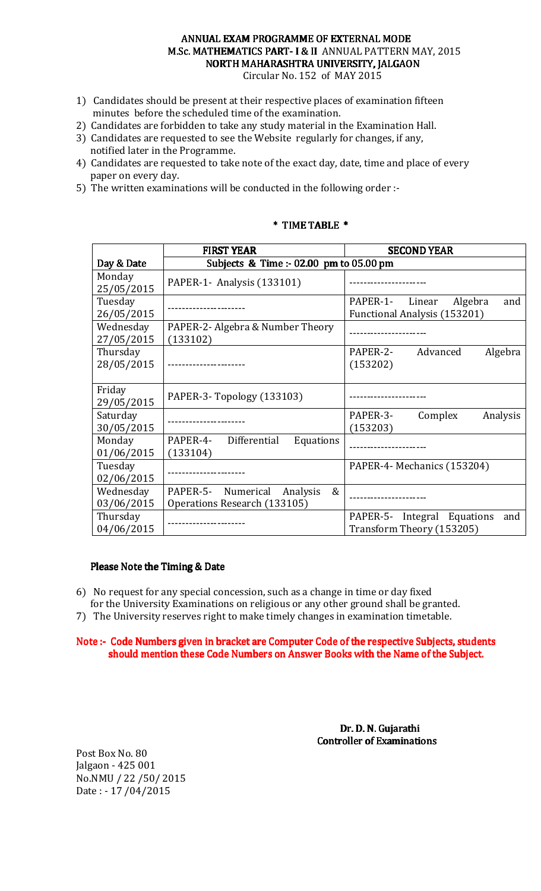# ANNUAL EXAM PROGRAMME OF EXTERNAL MODE
## M.Sc. MATHEMATICS PART- I & II ANNUAL PATTERN MAY, 2015
## NORTH MAHARASHTRA UNIVERSITY, JALGAON

Circular No. 152 of MAY 2015

1) Candidates should be present at their respective places of examination fifteen minutes before the scheduled time of the examination.
2) Candidates are forbidden to take any study material in the Examination Hall.
3) Candidates are requested to see the Website regularly for changes, if any, notified later in the Programme.
4) Candidates are requested to take note of the exact day, date, time and place of every paper on every day.
5) The written examinations will be conducted in the following order :-

**\* TIME TABLE \***

| | FIRST YEAR | SECOND YEAR |
|---|---|---|
| Day & Date | Subjects & Time :- 02.00 pm to 05.00 pm | |
| Monday 25/05/2015 | PAPER-1- Analysis (133101) | --------------------- |
| Tuesday 26/05/2015 | --------------------- | PAPER-1- Linear Algebra and Functional Analysis (153201) |
| Wednesday 27/05/2015 | PAPER-2- Algebra & Number Theory (133102) | --------------------- |
| Thursday 28/05/2015 | --------------------- | PAPER-2- Advanced Algebra (153202) |
| Friday 29/05/2015 | PAPER-3- Topology (133103) | --------------------- |
| Saturday 30/05/2015 | --------------------- | PAPER-3- Complex Analysis (153203) |
| Monday 01/06/2015 | PAPER-4- Differential Equations (133104) | --------------------- |
| Tuesday 02/06/2015 | --------------------- | PAPER-4- Mechanics (153204) |
| Wednesday 03/06/2015 | PAPER-5- Numerical Analysis & Operations Research (133105) | --------------------- |
| Thursday 04/06/2015 | --------------------- | PAPER-5- Integral Equations and Transform Theory (153205) |

**Please Note the Timing & Date**

6) No request for any special concession, such as a change in time or day fixed for the University Examinations on religious or any other ground shall be granted.
7) The University reserves right to make timely changes in examination timetable.

**Note :- Code Numbers given in bracket are Computer Code of the respective Subjects, students should mention these Code Numbers on Answer Books with the Name of the Subject.**

**Dr. D. N. Gujarathi**
**Controller of Examinations**

Post Box No. 80
Jalgaon - 425 001
No.NMU / 22 /50/ 2015
Date : - 17 /04/2015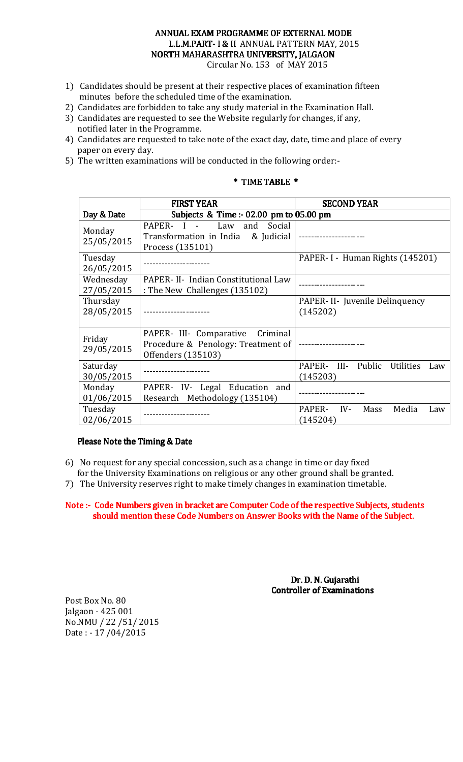# ANNUAL EXAM PROGRAMME OF EXTERNAL MODE
## L.L.M.PART- I & II ANNUAL PATTERN MAY, 2015
## NORTH MAHARASHTRA UNIVERSITY, JALGAON

Circular No. 153 of MAY 2015

1) Candidates should be present at their respective places of examination fifteen minutes before the scheduled time of the examination.
2) Candidates are forbidden to take any study material in the Examination Hall.
3) Candidates are requested to see the Website regularly for changes, if any, notified later in the Programme.
4) Candidates are requested to take note of the exact day, date, time and place of every paper on every day.
5) The written examinations will be conducted in the following order:-

**\* TIME TABLE \***

| | **FIRST YEAR** | **SECOND YEAR** |
|---|---|---|
| **Day & Date** | **Subjects & Time :- 02.00 pm to 05.00 pm** | |
| Monday 25/05/2015 | PAPER- I - Law and Social Transformation in India & Judicial Process (135101) | --------------------- |
| Tuesday 26/05/2015 | --------------------- | PAPER- I - Human Rights (145201) |
| Wednesday 27/05/2015 | PAPER- II- Indian Constitutional Law : The New Challenges (135102) | --------------------- |
| Thursday 28/05/2015 | --------------------- | PAPER- II- Juvenile Delinquency (145202) |
| Friday 29/05/2015 | PAPER- III- Comparative Criminal Procedure & Penology: Treatment of Offenders (135103) | --------------------- |
| Saturday 30/05/2015 | --------------------- | PAPER- III- Public Utilities Law (145203) |
| Monday 01/06/2015 | PAPER- IV- Legal Education and Research Methodology (135104) | --------------------- |
| Tuesday 02/06/2015 | --------------------- | PAPER- IV- Mass Media Law (145204) |

**Please Note the Timing & Date**

6) No request for any special concession, such as a change in time or day fixed for the University Examinations on religious or any other ground shall be granted.
7) The University reserves right to make timely changes in examination timetable.

**Note :- Code Numbers given in bracket are Computer Code of the respective Subjects, students should mention these Code Numbers on Answer Books with the Name of the Subject.**

**Dr. D. N. Gujarathi**
**Controller of Examinations**

Post Box No. 80
Jalgaon - 425 001
No.NMU / 22 /51/ 2015
Date : - 17 /04/2015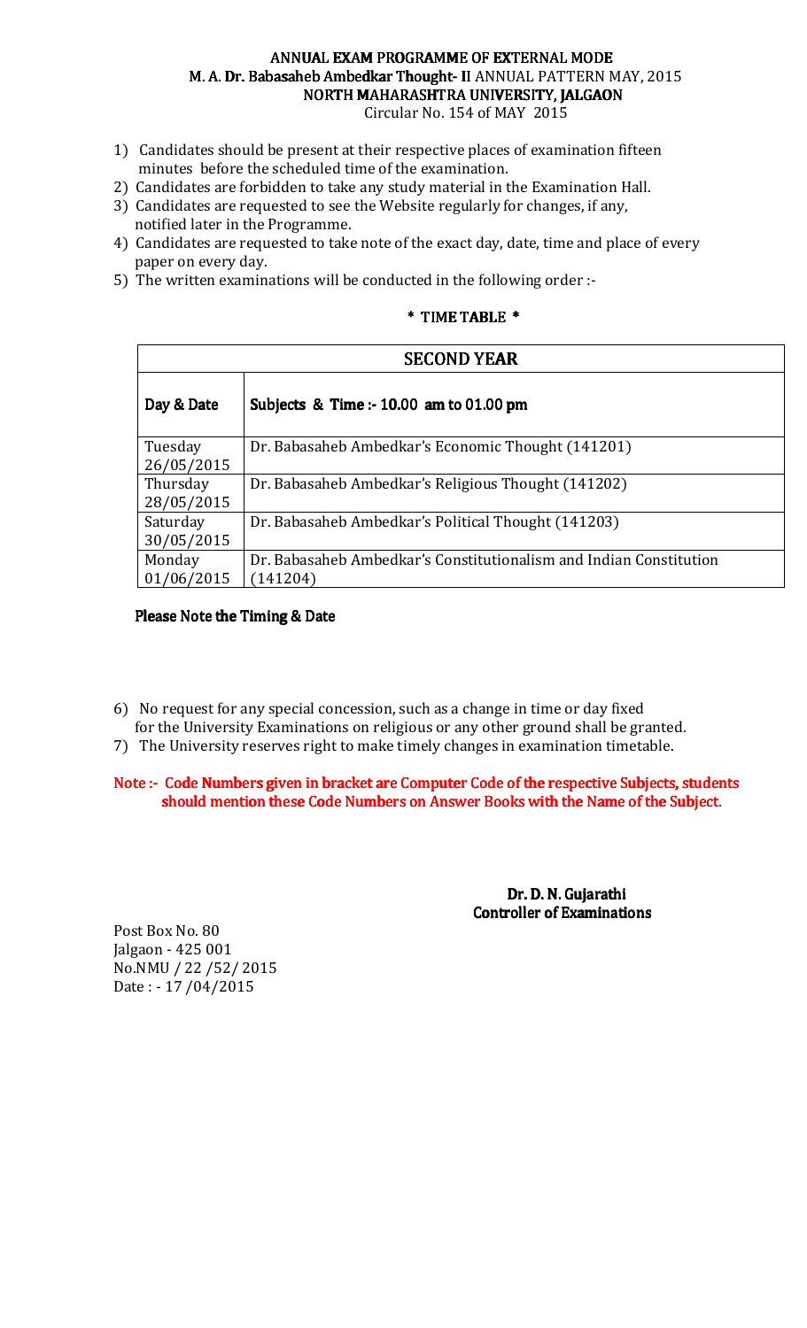# ANNUAL EXAM PROGRAMME OF EXTERNAL MODE
## M. A. Dr. Babasaheb Ambedkar Thought- II ANNUAL PATTERN MAY, 2015
## NORTH MAHARASHTRA UNIVERSITY, JALGAON

Circular No. 154 of MAY 2015

1) Candidates should be present at their respective places of examination fifteen minutes before the scheduled time of the examination.
2) Candidates are forbidden to take any study material in the Examination Hall.
3) Candidates are requested to see the Website regularly for changes, if any, notified later in the Programme.
4) Candidates are requested to take note of the exact day, date, time and place of every paper on every day.
5) The written examinations will be conducted in the following order :-

**\* TIME TABLE \***

| SECOND YEAR | |
|---|---|
| **Day & Date** | **Subjects & Time :- 10.00 am to 01.00 pm** |
| Tuesday 26/05/2015 | Dr. Babasaheb Ambedkar's Economic Thought (141201) |
| Thursday 28/05/2015 | Dr. Babasaheb Ambedkar's Religious Thought (141202) |
| Saturday 30/05/2015 | Dr. Babasaheb Ambedkar's Political Thought (141203) |
| Monday 01/06/2015 | Dr. Babasaheb Ambedkar's Constitutionalism and Indian Constitution (141204) |

**Please Note the Timing & Date**

6) No request for any special concession, such as a change in time or day fixed for the University Examinations on religious or any other ground shall be granted.
7) The University reserves right to make timely changes in examination timetable.

**Note :- Code Numbers given in bracket are Computer Code of the respective Subjects, students should mention these Code Numbers on Answer Books with the Name of the Subject.**

**Dr. D. N. Gujarathi**
**Controller of Examinations**

Post Box No. 80
Jalgaon - 425 001
No.NMU / 22 /52/ 2015
Date : - 17 /04/2015